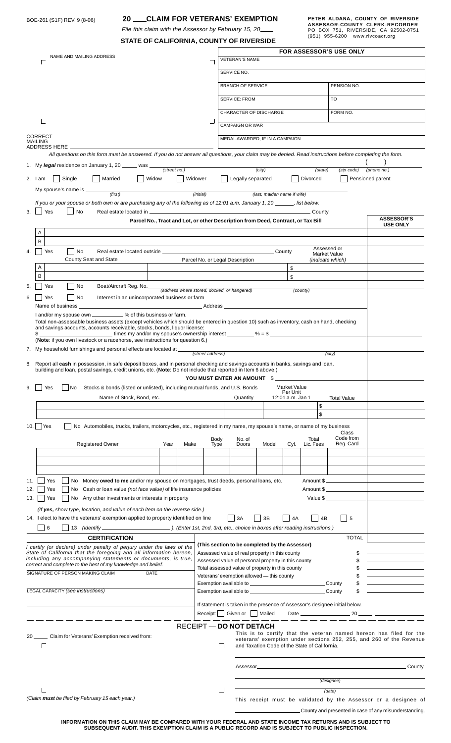BOE-261 (S1F) REV. 9 (8-06)

# 20 ___ CLAIM FOR VETERANS' EXEMPTION

*File this claim with the Assessor by February 15, 20___*

**STATE OF CALIFORNIA, COUNTY OF RIVERSIDE**

**PETER ALDANA, COUNTY OF RIVERSIDE ASSESSOR-COUNTY CLERK-RECORDER**
PO BOX 751, RIVERSIDE, CA 92502-0751
(951) 955-6200 www.rivcoacr.org

NAME AND MAILING ADDRESS

CORRECT MAILING ADDRESS HERE ___

| FOR ASSESSOR'S USE ONLY | |
|---|---|
| VETERAN'S NAME | |
| SERVICE NO. | |
| BRANCH OF SERVICE | PENSION NO. |
| SERVICE: FROM | TO |
| CHARACTER OF DISCHARGE | FORM NO. |
| CAMPAIGN OR WAR | |
| MEDAL AWARDED, IF IN A CAMPAIGN | |

*All questions on this form must be answered. If you do not answer all questions, your claim may be denied. Read instructions before completing the form.*

1. My **legal** residence on January 1, 20 ___ was ___ *(street no.)* ___ *(city)* ___ *(state)* ___ *(zip code)* ( ) ___ *(phone no.)*

2. I am ☐ Single ☐ Married ☐ Widow ☐ Widower ☐ Legally separated ☐ Divorced ☐ Pensioned parent

   My spouse's name is ___ *(first)* ___ *(initial)* ___ *(last, maiden name if wife)*

*If you or your spouse or both own or are purchasing any of the following as of 12:01 a.m. January 1, 20 ___, list below.*

3. ☐ Yes ☐ No Real estate located in ___ County

| | Parcel No., Tract and Lot, or other Description from Deed, Contract, or Tax Bill | ASSESSOR'S USE ONLY |
|---|---|---|
| A | | |
| B | | |

4. ☐ Yes ☐ No Real estate located outside ___ County

| | County Seat and State | Parcel No. or Legal Description | Assessed or Market Value *(indicate which)* | |
|---|---|---|---|---|
| A | | | $ | |
| B | | | $ | |

5. ☐ Yes ☐ No Boat/Aircraft Reg. No. ___ *(address where stored, docked, or hangered)* ___ *(county)*

6. ☐ Yes ☐ No Interest in an unincorporated business or farm

   Name of business ___ Address ___

   I and/or my spouse own ___ % of this business or farm.

   Total non-assessable business assets (except vehicles which should be entered in question 10) such as inventory, cash on hand, checking and savings accounts, accounts receivable, stocks, bonds, liquor license:
   $ ___ times my and/or my spouse's ownership interest ___ % = $ ___

   (**Note**: if you own livestock or a racehorse, see instructions for question 6.)

7. My household furnishings and personal effects are located at ___ *(street address)* ___ *(city)*

8. Report all **cash** in possession, in safe deposit boxes, and in personal checking and savings accounts in banks, savings and loan, building and loan, postal savings, credit unions, etc. (**Note**: Do not include that reported in Item 6 above.)

   **YOU MUST ENTER AN AMOUNT** $ ___

9. ☐ Yes ☐ No Stocks & bonds (listed or unlisted), including mutual funds, and U.S. Bonds

| Name of Stock, Bond, etc. | Quantity | Market Value Per Unit 12:01 a.m. Jan 1 | Total Value | |
|---|---|---|---|---|
| | | | $ | |
| | | | $ | |

10. ☐ Yes ☐ No Automobiles, trucks, trailers, motorcycles, etc., registered in my name, my spouse's name, or name of my business

| Registered Owner | Year | Make | Body Type | No. of Doors | Model | Cyl. | Total Lic. Fees | Class Code from Reg. Card | |
|---|---|---|---|---|---|---|---|---|---|
| | | | | | | | | | |
| | | | | | | | | | |
| | | | | | | | | | |

11. ☐ Yes ☐ No Money **owed to me** and/or my spouse on mortgages, trust deeds, personal loans, etc. Amount $ ___
12. ☐ Yes ☐ No Cash or loan value *(not face value)* of life insurance policies Amount $ ___
13. ☐ Yes ☐ No Any other investments or interests in property Value $ ___

    *(If yes, show type, location, and value of each item on the reverse side.)*

14. I elect to have the veterans' exemption applied to property identified on line ☐ 3A ☐ 3B ☐ 4A ☐ 4B ☐ 5 ☐ 6 ☐ 13 *(identify ___ ). (Enter 1st, 2nd, 3rd, etc., choice in boxes after reading instructions.)*

TOTAL ___

## CERTIFICATION

*I certify (or declare) under penalty of perjury under the laws of the State of California that the foregoing and all information hereon, including any accompanying statements or documents, is true, correct and complete to the best of my knowledge and belief.*

SIGNATURE OF PERSON MAKING CLAIM ___ DATE ___

LEGAL CAPACITY *(see instructions)* ___

**(This section to be completed by the Assessor)**

| | |
|---|---|
| Assessed value of real property in this county | $ |
| Assessed value of personal property in this county | $ |
| Total assessed value of property in this county | $ |
| Veterans' exemption allowed — this county | $ |
| Exemption available to ___ County | $ |
| Exemption available to ___ County | $ |

If statement is taken in the presence of Assessor's designee initial below.

Receipt: ☐ Given or ☐ Mailed Date ___ 20 ___

## RECEIPT — DO NOT DETACH

20 ___ Claim for Veterans' Exemption received from:

This is to certify that the veteran named hereon has filed for the veterans' exemption under sections 252, 255, and 260 of the Revenue and Taxation Code of the State of California.

Assessor ___ County

___ *(designee)*

___ *(date)*

*(Claim **must** be filed by February 15 each year.)*

This receipt must be validated by the Assessor or a designee of ___ County and presented in case of any misunderstanding.

**INFORMATION ON THIS CLAIM MAY BE COMPARED WITH YOUR FEDERAL AND STATE INCOME TAX RETURNS AND IS SUBJECT TO SUBSEQUENT AUDIT. THIS EXEMPTION CLAIM IS A PUBLIC RECORD AND IS SUBJECT TO PUBLIC INSPECTION.**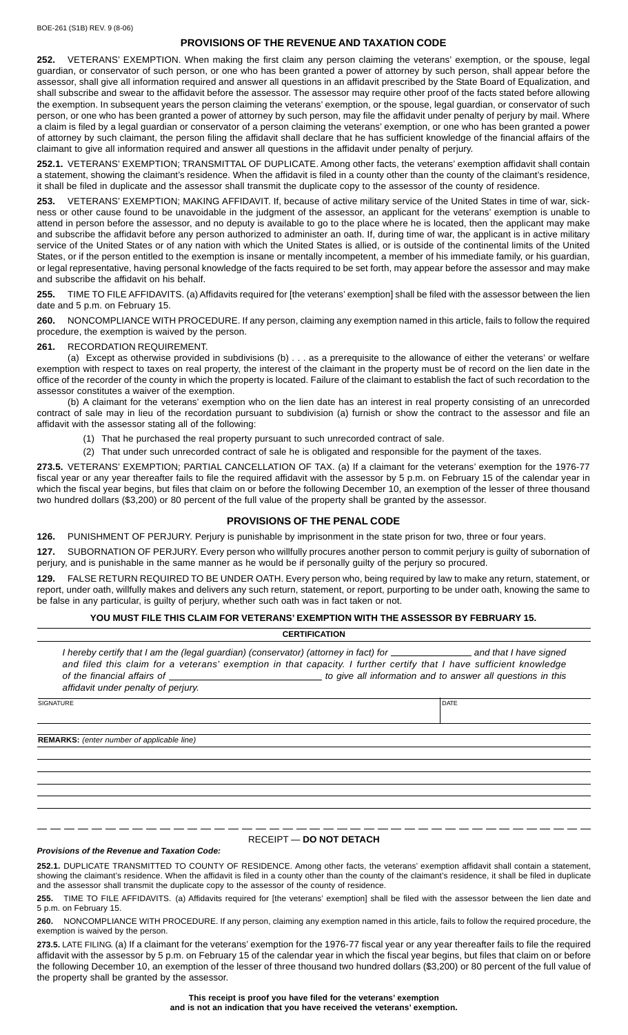## PROVISIONS OF THE REVENUE AND TAXATION CODE

**252.** VETERANS' EXEMPTION. When making the first claim any person claiming the veterans' exemption, or the spouse, legal guardian, or conservator of such person, or one who has been granted a power of attorney by such person, shall appear before the assessor, shall give all information required and answer all questions in an affidavit prescribed by the State Board of Equalization, and shall subscribe and swear to the affidavit before the assessor. The assessor may require other proof of the facts stated before allowing the exemption. In subsequent years the person claiming the veterans' exemption, or the spouse, legal guardian, or conservator of such person, or one who has been granted a power of attorney by such person, may file the affidavit under penalty of perjury by mail. Where a claim is filed by a legal guardian or conservator of a person claiming the veterans' exemption, or one who has been granted a power of attorney by such claimant, the person filing the affidavit shall declare that he has sufficient knowledge of the financial affairs of the claimant to give all information required and answer all questions in the affidavit under penalty of perjury.

**252.1.** VETERANS' EXEMPTION; TRANSMITTAL OF DUPLICATE. Among other facts, the veterans' exemption affidavit shall contain a statement, showing the claimant's residence. When the affidavit is filed in a county other than the county of the claimant's residence, it shall be filed in duplicate and the assessor shall transmit the duplicate copy to the assessor of the county of residence.

**253.** VETERANS' EXEMPTION; MAKING AFFIDAVIT. If, because of active military service of the United States in time of war, sickness or other cause found to be unavoidable in the judgment of the assessor, an applicant for the veterans' exemption is unable to attend in person before the assessor, and no deputy is available to go to the place where he is located, then the applicant may make and subscribe the affidavit before any person authorized to administer an oath. If, during time of war, the applicant is in active military service of the United States or of any nation with which the United States is allied, or is outside of the continental limits of the United States, or if the person entitled to the exemption is insane or mentally incompetent, a member of his immediate family, or his guardian, or legal representative, having personal knowledge of the facts required to be set forth, may appear before the assessor and may make and subscribe the affidavit on his behalf.

**255.** TIME TO FILE AFFIDAVITS. (a) Affidavits required for [the veterans' exemption] shall be filed with the assessor between the lien date and 5 p.m. on February 15.

**260.** NONCOMPLIANCE WITH PROCEDURE. If any person, claiming any exemption named in this article, fails to follow the required procedure, the exemption is waived by the person.

**261.** RECORDATION REQUIREMENT.

(a) Except as otherwise provided in subdivisions (b) . . . as a prerequisite to the allowance of either the veterans' or welfare exemption with respect to taxes on real property, the interest of the claimant in the property must be of record on the lien date in the office of the recorder of the county in which the property is located. Failure of the claimant to establish the fact of such recordation to the assessor constitutes a waiver of the exemption.

(b) A claimant for the veterans' exemption who on the lien date has an interest in real property consisting of an unrecorded contract of sale may in lieu of the recordation pursuant to subdivision (a) furnish or show the contract to the assessor and file an affidavit with the assessor stating all of the following:

(1) That he purchased the real property pursuant to such unrecorded contract of sale.

(2) That under such unrecorded contract of sale he is obligated and responsible for the payment of the taxes.

**273.5.** VETERANS' EXEMPTION; PARTIAL CANCELLATION OF TAX. (a) If a claimant for the veterans' exemption for the 1976-77 fiscal year or any year thereafter fails to file the required affidavit with the assessor by 5 p.m. on February 15 of the calendar year in which the fiscal year begins, but files that claim on or before the following December 10, an exemption of the lesser of three thousand two hundred dollars ($3,200) or 80 percent of the full value of the property shall be granted by the assessor.

## PROVISIONS OF THE PENAL CODE

**126.** PUNISHMENT OF PERJURY. Perjury is punishable by imprisonment in the state prison for two, three or four years.

**127.** SUBORNATION OF PERJURY. Every person who willfully procures another person to commit perjury is guilty of subornation of perjury, and is punishable in the same manner as he would be if personally guilty of the perjury so procured.

**129.** FALSE RETURN REQUIRED TO BE UNDER OATH. Every person who, being required by law to make any return, statement, or report, under oath, willfully makes and delivers any such return, statement, or report, purporting to be under oath, knowing the same to be false in any particular, is guilty of perjury, whether such oath was in fact taken or not.

**YOU MUST FILE THIS CLAIM FOR VETERANS' EXEMPTION WITH THE ASSESSOR BY FEBRUARY 15.**

**CERTIFICATION**

*I hereby certify that I am the (legal guardian) (conservator) (attorney in fact) for ______________ and that I have signed and filed this claim for a veterans' exemption in that capacity. I further certify that I have sufficient knowledge of the financial affairs of ____________________________ to give all information and to answer all questions in this affidavit under penalty of perjury.*

| SIGNATURE | DATE |
|---|---|
| | |

**REMARKS:** *(enter number of applicable line)*

RECEIPT — **DO NOT DETACH**

***Provisions of the Revenue and Taxation Code:***

**252.1.** DUPLICATE TRANSMITTED TO COUNTY OF RESIDENCE. Among other facts, the veterans' exemption affidavit shall contain a statement, showing the claimant's residence. When the affidavit is filed in a county other than the county of the claimant's residence, it shall be filed in duplicate and the assessor shall transmit the duplicate copy to the assessor of the county of residence.

**255.** TIME TO FILE AFFIDAVITS. (a) Affidavits required for [the veterans' exemption] shall be filed with the assessor between the lien date and 5 p.m. on February 15.

**260.** NONCOMPLIANCE WITH PROCEDURE. If any person, claiming any exemption named in this article, fails to follow the required procedure, the exemption is waived by the person.

**273.5.** LATE FILING. (a) If a claimant for the veterans' exemption for the 1976-77 fiscal year or any year thereafter fails to file the required affidavit with the assessor by 5 p.m. on February 15 of the calendar year in which the fiscal year begins, but files that claim on or before the following December 10, an exemption of the lesser of three thousand two hundred dollars ($3,200) or 80 percent of the full value of the property shall be granted by the assessor.

**This receipt is proof you have filed for the veterans' exemption and is not an indication that you have received the veterans' exemption.**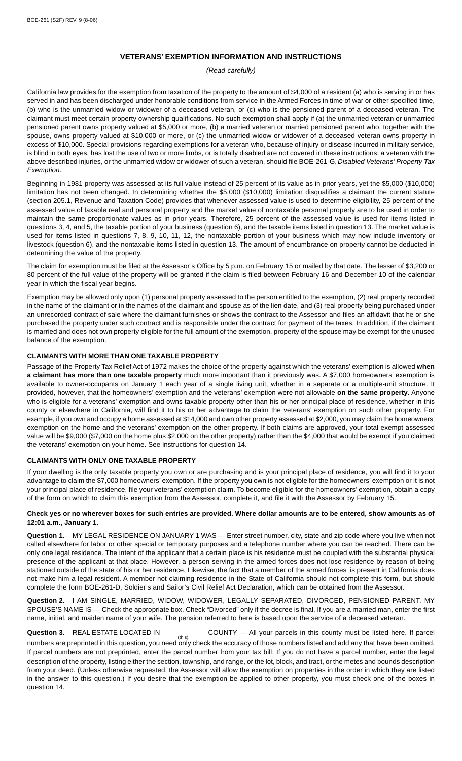# VETERANS' EXEMPTION INFORMATION AND INSTRUCTIONS

*(Read carefully)*

California law provides for the exemption from taxation of the property to the amount of $4,000 of a resident (a) who is serving in or has served in and has been discharged under honorable conditions from service in the Armed Forces in time of war or other specified time, (b) who is the unmarried widow or widower of a deceased veteran, or (c) who is the pensioned parent of a deceased veteran. The claimant must meet certain property ownership qualifications. No such exemption shall apply if (a) the unmarried veteran or unmarried pensioned parent owns property valued at $5,000 or more, (b) a married veteran or married pensioned parent who, together with the spouse, owns property valued at $10,000 or more, or (c) the unmarried widow or widower of a deceased veteran owns property in excess of $10,000. Special provisions regarding exemptions for a veteran who, because of injury or disease incurred in military service, is blind in both eyes, has lost the use of two or more limbs, or is totally disabled are not covered in these instructions; a veteran with the above described injuries, or the unmarried widow or widower of such a veteran, should file BOE-261-G, *Disabled Veterans' Property Tax Exemption*.

Beginning in 1981 property was assessed at its full value instead of 25 percent of its value as in prior years, yet the $5,000 ($10,000) limitation has not been changed. In determining whether the $5,000 ($10,000) limitation disqualifies a claimant the current statute (section 205.1, Revenue and Taxation Code) provides that whenever assessed value is used to determine eligibility, 25 percent of the assessed value of taxable real and personal property and the market value of nontaxable personal property are to be used in order to maintain the same proportionate values as in prior years. Therefore, 25 percent of the assessed value is used for items listed in questions 3, 4, and 5, the taxable portion of your business (question 6), and the taxable items listed in question 13. The market value is used for items listed in questions 7, 8, 9, 10, 11, 12, the nontaxable portion of your business which may now include inventory or livestock (question 6), and the nontaxable items listed in question 13. The amount of encumbrance on property cannot be deducted in determining the value of the property.

The claim for exemption must be filed at the Assessor's Office by 5 p.m. on February 15 or mailed by that date. The lesser of $3,200 or 80 percent of the full value of the property will be granted if the claim is filed between February 16 and December 10 of the calendar year in which the fiscal year begins.

Exemption may be allowed only upon (1) personal property assessed to the person entitled to the exemption, (2) real property recorded in the name of the claimant or in the names of the claimant and spouse as of the lien date, and (3) real property being purchased under an unrecorded contract of sale where the claimant furnishes or shows the contract to the Assessor and files an affidavit that he or she purchased the property under such contract and is responsible under the contract for payment of the taxes. In addition, if the claimant is married and does not own property eligible for the full amount of the exemption, property of the spouse may be exempt for the unused balance of the exemption.

## CLAIMANTS WITH MORE THAN ONE TAXABLE PROPERTY

Passage of the Property Tax Relief Act of 1972 makes the choice of the property against which the veterans' exemption is allowed **when a claimant has more than one taxable property** much more important than it previously was. A $7,000 homeowners' exemption is available to owner-occupants on January 1 each year of a single living unit, whether in a separate or a multiple-unit structure. It provided, however, that the homeowners' exemption and the veterans' exemption were not allowable **on the same property**. Anyone who is eligible for a veterans' exemption and owns taxable property other than his or her principal place of residence, whether in this county or elsewhere in California, will find it to his or her advantage to claim the veterans' exemption on such other property. For example, if you own and occupy a home assessed at $14,000 and own other property assessed at $2,000, you may claim the homeowners' exemption on the home and the veterans' exemption on the other property. If both claims are approved, your total exempt assessed value will be $9,000 ($7,000 on the home plus $2,000 on the other property) rather than the $4,000 that would be exempt if you claimed the veterans' exemption on your home. See instructions for question 14.

## CLAIMANTS WITH ONLY ONE TAXABLE PROPERTY

If your dwelling is the only taxable property you own or are purchasing and is your principal place of residence, you will find it to your advantage to claim the $7,000 homeowners' exemption. If the property you own is not eligible for the homeowners' exemption or it is not your principal place of residence, file your veterans' exemption claim. To become eligible for the homeowners' exemption, obtain a copy of the form on which to claim this exemption from the Assessor, complete it, and file it with the Assessor by February 15.

**Check yes or no wherever boxes for such entries are provided. Where dollar amounts are to be entered, show amounts as of 12:01 a.m., January 1.**

**Question 1.** MY LEGAL RESIDENCE ON JANUARY 1 WAS — Enter street number, city, state and zip code where you live when not called elsewhere for labor or other special or temporary purposes and a telephone number where you can be reached. There can be only one legal residence. The intent of the applicant that a certain place is his residence must be coupled with the substantial physical presence of the applicant at that place. However, a person serving in the armed forces does not lose residence by reason of being stationed outside of the state of his or her residence. Likewise, the fact that a member of the armed forces is present in California does not make him a legal resident. A member not claiming residence in the State of California should not complete this form, but should complete the form BOE-261-D, Soldier's and Sailor's Civil Relief Act Declaration, which can be obtained from the Assessor.

**Question 2.** I AM SINGLE, MARRIED, WIDOW, WIDOWER, LEGALLY SEPARATED, DIVORCED, PENSIONED PARENT. MY SPOUSE'S NAME IS — Check the appropriate box. Check "Divorced" only if the decree is final. If you are a married man, enter the first name, initial, and maiden name of your wife. The pension referred to here is based upon the service of a deceased veteran.

**Question 3.** REAL ESTATE LOCATED IN ________ (this) COUNTY — All your parcels in this county must be listed here. If parcel numbers are preprinted in this question, you need only check the accuracy of those numbers listed and add any that have been omitted. If parcel numbers are not preprinted, enter the parcel number from your tax bill. If you do not have a parcel number, enter the legal description of the property, listing either the section, township, and range, or the lot, block, and tract, or the metes and bounds description from your deed. (Unless otherwise requested, the Assessor will allow the exemption on properties in the order in which they are listed in the answer to this question.) If you desire that the exemption be applied to other property, you must check one of the boxes in question 14.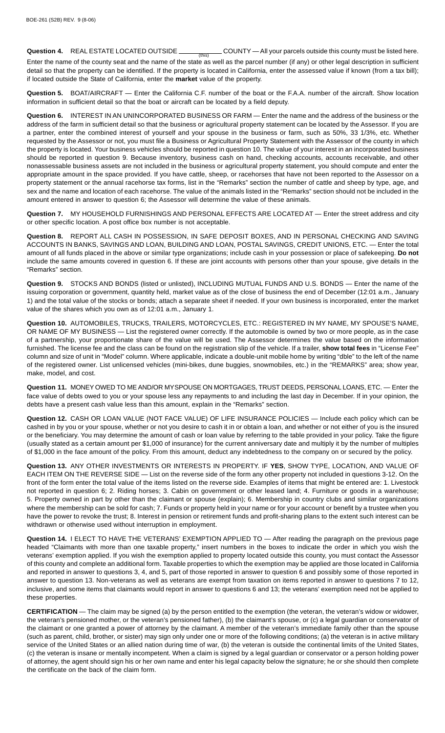**Question 4.** REAL ESTATE LOCATED OUTSIDE ________ (this) COUNTY — All your parcels outside this county must be listed here. Enter the name of the county seat and the name of the state as well as the parcel number (if any) or other legal description in sufficient detail so that the property can be identified. If the property is located in California, enter the assessed value if known (from a tax bill); if located outside the State of California, enter the **market** value of the property.

**Question 5.** BOAT/AIRCRAFT — Enter the California C.F. number of the boat or the F.A.A. number of the aircraft. Show location information in sufficient detail so that the boat or aircraft can be located by a field deputy.

**Question 6.** INTEREST IN AN UNINCORPORATED BUSINESS OR FARM — Enter the name and the address of the business or the address of the farm in sufficient detail so that the business or agricultural property statement can be located by the Assessor. If you are a partner, enter the combined interest of yourself and your spouse in the business or farm, such as 50%, 33 1/3%, etc. Whether requested by the Assessor or not, you must file a Business or Agricultural Property Statement with the Assessor of the county in which the property is located. Your business vehicles should be reported in question 10. The value of your interest in an incorporated business should be reported in question 9. Because inventory, business cash on hand, checking accounts, accounts receivable, and other nonassessable business assets are not included in the business or agricultural property statement, you should compute and enter the appropriate amount in the space provided. If you have cattle, sheep, or racehorses that have not been reported to the Assessor on a property statement or the annual racehorse tax forms, list in the "Remarks" section the number of cattle and sheep by type, age, and sex and the name and location of each racehorse. The value of the animals listed in the "Remarks" section should not be included in the amount entered in answer to question 6; the Assessor will determine the value of these animals.

**Question 7.** MY HOUSEHOLD FURNISHINGS AND PERSONAL EFFECTS ARE LOCATED AT — Enter the street address and city or other specific location. A post office box number is not acceptable.

**Question 8.** REPORT ALL CASH IN POSSESSION, IN SAFE DEPOSIT BOXES, AND IN PERSONAL CHECKING AND SAVING ACCOUNTS IN BANKS, SAVINGS AND LOAN, BUILDING AND LOAN, POSTAL SAVINGS, CREDIT UNIONS, ETC. — Enter the total amount of all funds placed in the above or similar type organizations; include cash in your possession or place of safekeeping. **Do not** include the same amounts covered in question 6. If these are joint accounts with persons other than your spouse, give details in the "Remarks" section.

**Question 9.** STOCKS AND BONDS (listed or unlisted), INCLUDING MUTUAL FUNDS AND U.S. BONDS — Enter the name of the issuing corporation or government, quantity held, market value as of the close of business the end of December (12:01 a.m., January 1) and the total value of the stocks or bonds; attach a separate sheet if needed. If your own business is incorporated, enter the market value of the shares which you own as of 12:01 a.m., January 1.

**Question 10.** AUTOMOBILES, TRUCKS, TRAILERS, MOTORCYCLES, ETC.: REGISTERED IN MY NAME, MY SPOUSE'S NAME, OR NAME OF MY BUSINESS — List the registered owner correctly. If the automobile is owned by two or more people, as in the case of a partnership, your proportionate share of the value will be used. The Assessor determines the value based on the information furnished. The license fee and the class can be found on the registration slip of the vehicle. If a trailer, **show total fees** in "License Fee" column and size of unit in "Model" column. Where applicable, indicate a double-unit mobile home by writing "dble" to the left of the name of the registered owner. List unlicensed vehicles (mini-bikes, dune buggies, snowmobiles, etc.) in the "REMARKS" area; show year, make, model, and cost.

**Question 11.** MONEY OWED TO ME AND/OR MY SPOUSE ON MORTGAGES, TRUST DEEDS, PERSONAL LOANS, ETC. — Enter the face value of debts owed to you or your spouse less any repayments to and including the last day in December. If in your opinion, the debts have a present cash value less than this amount, explain in the "Remarks" section.

**Question 12.** CASH OR LOAN VALUE (NOT FACE VALUE) OF LIFE INSURANCE POLICIES — Include each policy which can be cashed in by you or your spouse, whether or not you desire to cash it in or obtain a loan, and whether or not either of you is the insured or the beneficiary. You may determine the amount of cash or loan value by referring to the table provided in your policy. Take the figure (usually stated as a certain amount per $1,000 of insurance) for the current anniversary date and multiply it by the number of multiples of $1,000 in the face amount of the policy. From this amount, deduct any indebtedness to the company on or secured by the policy.

**Question 13.** ANY OTHER INVESTMENTS OR INTERESTS IN PROPERTY. IF **YES**, SHOW TYPE, LOCATION, AND VALUE OF EACH ITEM ON THE REVERSE SIDE — List on the reverse side of the form any other property not included in questions 3-12. On the front of the form enter the total value of the items listed on the reverse side. Examples of items that might be entered are: 1. Livestock not reported in question 6; 2. Riding horses; 3. Cabin on government or other leased land; 4. Furniture or goods in a warehouse; 5. Property owned in part by other than the claimant or spouse (explain); 6. Membership in country clubs and similar organizations where the membership can be sold for cash; 7. Funds or property held in your name or for your account or benefit by a trustee when you have the power to revoke the trust; 8. Interest in pension or retirement funds and profit-sharing plans to the extent such interest can be withdrawn or otherwise used without interruption in employment.

**Question 14.** I ELECT TO HAVE THE VETERANS' EXEMPTION APPLIED TO — After reading the paragraph on the previous page headed "Claimants with more than one taxable property," insert numbers in the boxes to indicate the order in which you wish the veterans' exemption applied. If you wish the exemption applied to property located outside this county, you must contact the Assessor of this county and complete an additional form. Taxable properties to which the exemption may be applied are those located in California and reported in answer to questions 3, 4, and 5, part of those reported in answer to question 6 and possibly some of those reported in answer to question 13. Non-veterans as well as veterans are exempt from taxation on items reported in answer to questions 7 to 12, inclusive, and some items that claimants would report in answer to questions 6 and 13; the veterans' exemption need not be applied to these properties.

**CERTIFICATION** — The claim may be signed (a) by the person entitled to the exemption (the veteran, the veteran's widow or widower, the veteran's pensioned mother, or the veteran's pensioned father), (b) the claimant's spouse, or (c) a legal guardian or conservator of the claimant or one granted a power of attorney by the claimant. A member of the veteran's immediate family other than the spouse (such as parent, child, brother, or sister) may sign only under one or more of the following conditions; (a) the veteran is in active military service of the United States or an allied nation during time of war, (b) the veteran is outside the continental limits of the United States, (c) the veteran is insane or mentally incompetent. When a claim is signed by a legal guardian or conservator or a person holding power of attorney, the agent should sign his or her own name and enter his legal capacity below the signature; he or she should then complete the certificate on the back of the claim form.